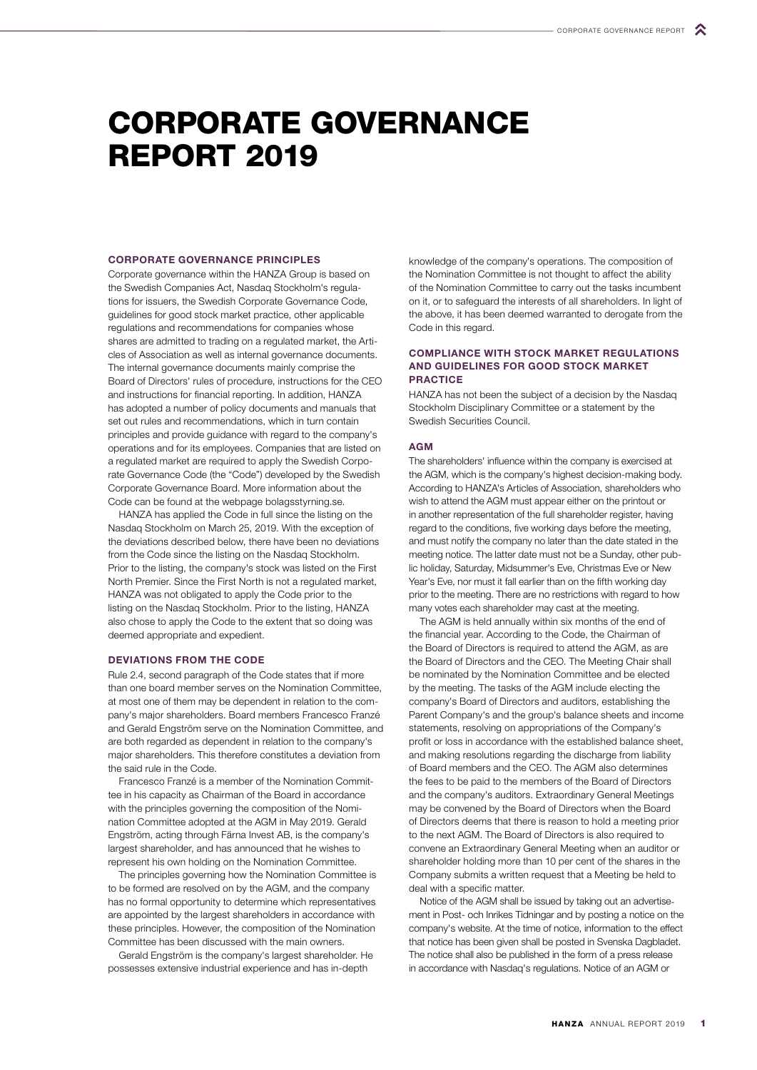# CORPORATE GOVERNANCE REPORT 2019

## CORPORATE GOVERNANCE PRINCIPLES

Corporate governance within the HANZA Group is based on the Swedish Companies Act, Nasdaq Stockholm's regulations for issuers, the Swedish Corporate Governance Code, guidelines for good stock market practice, other applicable regulations and recommendations for companies whose shares are admitted to trading on a regulated market, the Articles of Association as well as internal governance documents. The internal governance documents mainly comprise the Board of Directors' rules of procedure, instructions for the CEO and instructions for financial reporting. In addition, HANZA has adopted a number of policy documents and manuals that set out rules and recommendations, which in turn contain principles and provide guidance with regard to the company's operations and for its employees. Companies that are listed on a regulated market are required to apply the Swedish Corporate Governance Code (the "Code") developed by the Swedish Corporate Governance Board. More information about the Code can be found at the webpage bolagsstyrning.se.

HANZA has applied the Code in full since the listing on the Nasdaq Stockholm on March 25, 2019. With the exception of the deviations described below, there have been no deviations from the Code since the listing on the Nasdaq Stockholm. Prior to the listing, the company's stock was listed on the First North Premier. Since the First North is not a regulated market, HANZA was not obligated to apply the Code prior to the listing on the Nasdaq Stockholm. Prior to the listing, HANZA also chose to apply the Code to the extent that so doing was deemed appropriate and expedient.

## DEVIATIONS FROM THE CODE

Rule 2.4, second paragraph of the Code states that if more than one board member serves on the Nomination Committee, at most one of them may be dependent in relation to the company's major shareholders. Board members Francesco Franzé and Gerald Engström serve on the Nomination Committee, and are both regarded as dependent in relation to the company's major shareholders. This therefore constitutes a deviation from the said rule in the Code.

Francesco Franzé is a member of the Nomination Committee in his capacity as Chairman of the Board in accordance with the principles governing the composition of the Nomination Committee adopted at the AGM in May 2019. Gerald Engström, acting through Färna Invest AB, is the company's largest shareholder, and has announced that he wishes to represent his own holding on the Nomination Committee.

The principles governing how the Nomination Committee is to be formed are resolved on by the AGM, and the company has no formal opportunity to determine which representatives are appointed by the largest shareholders in accordance with these principles. However, the composition of the Nomination Committee has been discussed with the main owners.

Gerald Engström is the company's largest shareholder. He possesses extensive industrial experience and has in-depth knowledge of the company's operations. The composition of the Nomination Committee is not thought to affect the ability of the Nomination Committee to carry out the tasks incumbent on it, or to safeguard the interests of all shareholders. In light of the above, it has been deemed warranted to derogate from the Code in this regard.

## COMPLIANCE WITH STOCK MARKET REGULATIONS AND GUIDELINES FOR GOOD STOCK MARKET PRACTICE

HANZA has not been the subject of a decision by the Nasdaq Stockholm Disciplinary Committee or a statement by the Swedish Securities Council.

## AGM

The shareholders' influence within the company is exercised at the AGM, which is the company's highest decision-making body. According to HANZA's Articles of Association, shareholders who wish to attend the AGM must appear either on the printout or in another representation of the full shareholder register, having regard to the conditions, five working days before the meeting, and must notify the company no later than the date stated in the meeting notice. The latter date must not be a Sunday, other public holiday, Saturday, Midsummer's Eve, Christmas Eve or New Year's Eve, nor must it fall earlier than on the fifth working day prior to the meeting. There are no restrictions with regard to how many votes each shareholder may cast at the meeting.

The AGM is held annually within six months of the end of the financial year. According to the Code, the Chairman of the Board of Directors is required to attend the AGM, as are the Board of Directors and the CEO. The Meeting Chair shall be nominated by the Nomination Committee and be elected by the meeting. The tasks of the AGM include electing the company's Board of Directors and auditors, establishing the Parent Company's and the group's balance sheets and income statements, resolving on appropriations of the Company's profit or loss in accordance with the established balance sheet, and making resolutions regarding the discharge from liability of Board members and the CEO. The AGM also determines the fees to be paid to the members of the Board of Directors and the company's auditors. Extraordinary General Meetings may be convened by the Board of Directors when the Board of Directors deems that there is reason to hold a meeting prior to the next AGM. The Board of Directors is also required to convene an Extraordinary General Meeting when an auditor or shareholder holding more than 10 per cent of the shares in the Company submits a written request that a Meeting be held to deal with a specific matter.

Notice of the AGM shall be issued by taking out an advertisement in Post- och Inrikes Tidningar and by posting a notice on the company's website. At the time of notice, information to the effect that notice has been given shall be posted in Svenska Dagbladet. The notice shall also be published in the form of a press release in accordance with Nasdaq's regulations. Notice of an AGM or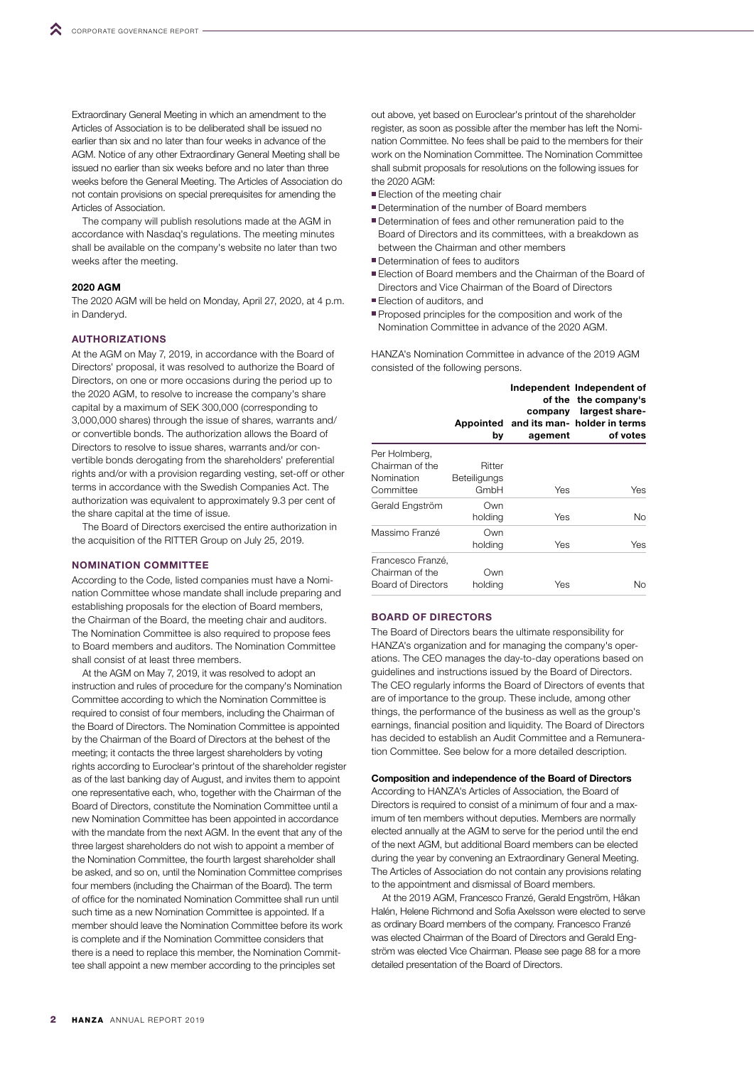Extraordinary General Meeting in which an amendment to the Articles of Association is to be deliberated shall be issued no earlier than six and no later than four weeks in advance of the AGM. Notice of any other Extraordinary General Meeting shall be issued no earlier than six weeks before and no later than three weeks before the General Meeting. The Articles of Association do not contain provisions on special prerequisites for amending the Articles of Association.

The company will publish resolutions made at the AGM in accordance with Nasdaq's regulations. The meeting minutes shall be available on the company's website no later than two weeks after the meeting.

**2020 AGM**

The 2020 AGM will be held on Monday, April 27, 2020, at 4 p.m. in Danderyd.

## AUTHORIZATIONS

At the AGM on May 7, 2019, in accordance with the Board of Directors' proposal, it was resolved to authorize the Board of Directors, on one or more occasions during the period up to the 2020 AGM, to resolve to increase the company's share capital by a maximum of SEK 300,000 (corresponding to 3,000,000 shares) through the issue of shares, warrants and/or convertible bonds. The authorization allows the Board of Directors to resolve to issue shares, warrants and/or convertible bonds derogating from the shareholders' preferential rights and/or with a provision regarding vesting, set-off or other terms in accordance with the Swedish Companies Act. The authorization was equivalent to approximately 9.3 per cent of the share capital at the time of issue.

The Board of Directors exercised the entire authorization in the acquisition of the RITTER Group on July 25, 2019.

## NOMINATION COMMITTEE

According to the Code, listed companies must have a Nomination Committee whose mandate shall include preparing and establishing proposals for the election of Board members, the Chairman of the Board, the meeting chair and auditors. The Nomination Committee is also required to propose fees to Board members and auditors. The Nomination Committee shall consist of at least three members.

At the AGM on May 7, 2019, it was resolved to adopt an instruction and rules of procedure for the company's Nomination Committee according to which the Nomination Committee is required to consist of four members, including the Chairman of the Board of Directors. The Nomination Committee is appointed by the Chairman of the Board of Directors at the behest of the meeting; it contacts the three largest shareholders by voting rights according to Euroclear's printout of the shareholder register as of the last banking day of August, and invites them to appoint one representative each, who, together with the Chairman of the Board of Directors, constitute the Nomination Committee until a new Nomination Committee has been appointed in accordance with the mandate from the next AGM. In the event that any of the three largest shareholders do not wish to appoint a member of the Nomination Committee, the fourth largest shareholder shall be asked, and so on, until the Nomination Committee comprises four members (including the Chairman of the Board). The term of office for the nominated Nomination Committee shall run until such time as a new Nomination Committee is appointed. If a member should leave the Nomination Committee before its work is complete and if the Nomination Committee considers that there is a need to replace this member, the Nomination Committee shall appoint a new member according to the principles set out above, yet based on Euroclear's printout of the shareholder register, as soon as possible after the member has left the Nomination Committee. No fees shall be paid to the members for their work on the Nomination Committee. The Nomination Committee shall submit proposals for resolutions on the following issues for the 2020 AGM:

- Election of the meeting chair
- Determination of the number of Board members
- Determination of fees and other remuneration paid to the Board of Directors and its committees, with a breakdown as between the Chairman and other members
- Determination of fees to auditors
- Election of Board members and the Chairman of the Board of Directors and Vice Chairman of the Board of Directors
- Election of auditors, and
- Proposed principles for the composition and work of the Nomination Committee in advance of the 2020 AGM.

HANZA's Nomination Committee in advance of the 2019 AGM consisted of the following persons.

| | Appointed by | Independent of the company and its management | Independent of the company's largest shareholder in terms of votes |
|---|---|---|---|
| Per Holmberg, Chairman of the Nomination Committee | Ritter Beteiligungs GmbH | Yes | Yes |
| Gerald Engström | Own holding | Yes | No |
| Massimo Franzé | Own holding | Yes | Yes |
| Francesco Franzé, Chairman of the Board of Directors | Own holding | Yes | No |

## BOARD OF DIRECTORS

The Board of Directors bears the ultimate responsibility for HANZA's organization and for managing the company's operations. The CEO manages the day-to-day operations based on guidelines and instructions issued by the Board of Directors. The CEO regularly informs the Board of Directors of events that are of importance to the group. These include, among other things, the performance of the business as well as the group's earnings, financial position and liquidity. The Board of Directors has decided to establish an Audit Committee and a Remuneration Committee. See below for a more detailed description.

**Composition and independence of the Board of Directors**

According to HANZA's Articles of Association, the Board of Directors is required to consist of a minimum of four and a maximum of ten members without deputies. Members are normally elected annually at the AGM to serve for the period until the end of the next AGM, but additional Board members can be elected during the year by convening an Extraordinary General Meeting. The Articles of Association do not contain any provisions relating to the appointment and dismissal of Board members.

At the 2019 AGM, Francesco Franzé, Gerald Engström, Håkan Halén, Helene Richmond and Sofia Axelsson were elected to serve as ordinary Board members of the company. Francesco Franzé was elected Chairman of the Board of Directors and Gerald Engström was elected Vice Chairman. Please see page 88 for a more detailed presentation of the Board of Directors.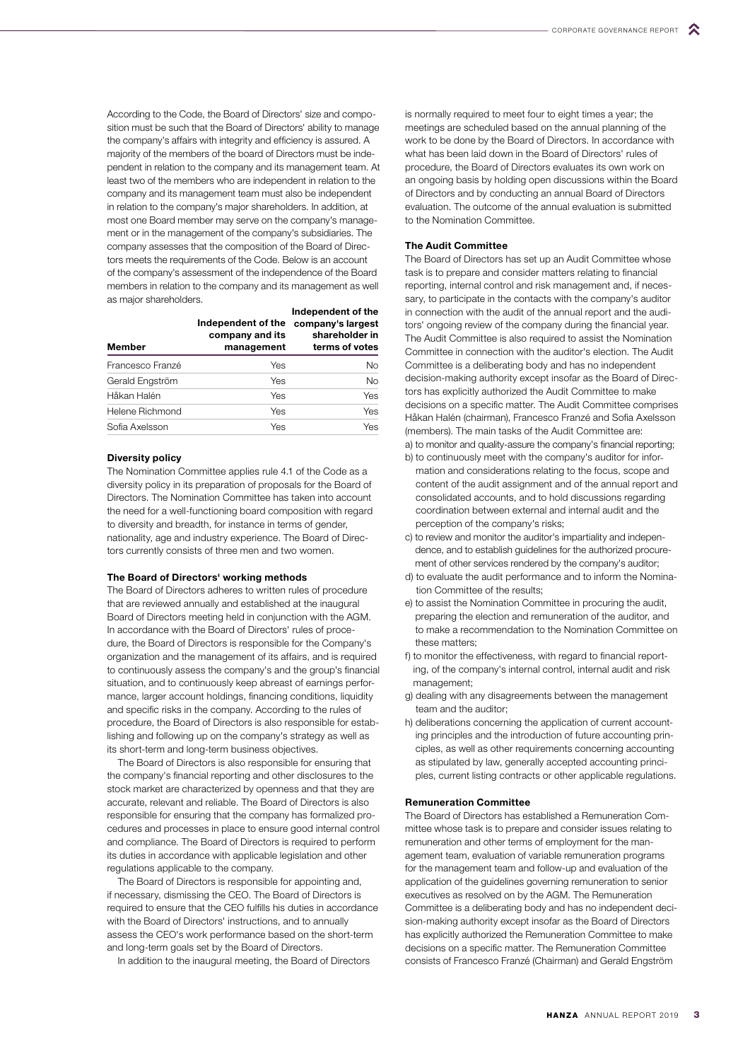According to the Code, the Board of Directors' size and composition must be such that the Board of Directors' ability to manage the company's affairs with integrity and efficiency is assured. A majority of the members of the board of Directors must be independent in relation to the company and its management team. At least two of the members who are independent in relation to the company and its management team must also be independent in relation to the company's major shareholders. In addition, at most one Board member may serve on the company's management or in the management of the company's subsidiaries. The company assesses that the composition of the Board of Directors meets the requirements of the Code. Below is an account of the company's assessment of the independence of the Board members in relation to the company and its management as well as major shareholders.

| Member | Independent of the company and its management | Independent of the company's largest shareholder in terms of votes |
|---|---|---|
| Francesco Franzé | Yes | No |
| Gerald Engström | Yes | No |
| Håkan Halén | Yes | Yes |
| Helene Richmond | Yes | Yes |
| Sofia Axelsson | Yes | Yes |

### Diversity policy

The Nomination Committee applies rule 4.1 of the Code as a diversity policy in its preparation of proposals for the Board of Directors. The Nomination Committee has taken into account the need for a well-functioning board composition with regard to diversity and breadth, for instance in terms of gender, nationality, age and industry experience. The Board of Directors currently consists of three men and two women.

### The Board of Directors' working methods

The Board of Directors adheres to written rules of procedure that are reviewed annually and established at the inaugural Board of Directors meeting held in conjunction with the AGM. In accordance with the Board of Directors' rules of procedure, the Board of Directors is responsible for the Company's organization and the management of its affairs, and is required to continuously assess the company's and the group's financial situation, and to continuously keep abreast of earnings performance, larger account holdings, financing conditions, liquidity and specific risks in the company. According to the rules of procedure, the Board of Directors is also responsible for establishing and following up on the company's strategy as well as its short-term and long-term business objectives.

The Board of Directors is also responsible for ensuring that the company's financial reporting and other disclosures to the stock market are characterized by openness and that they are accurate, relevant and reliable. The Board of Directors is also responsible for ensuring that the company has formalized procedures and processes in place to ensure good internal control and compliance. The Board of Directors is required to perform its duties in accordance with applicable legislation and other regulations applicable to the company.

The Board of Directors is responsible for appointing and, if necessary, dismissing the CEO. The Board of Directors is required to ensure that the CEO fulfills his duties in accordance with the Board of Directors' instructions, and to annually assess the CEO's work performance based on the short-term and long-term goals set by the Board of Directors.

In addition to the inaugural meeting, the Board of Directors is normally required to meet four to eight times a year; the meetings are scheduled based on the annual planning of the work to be done by the Board of Directors. In accordance with what has been laid down in the Board of Directors' rules of procedure, the Board of Directors evaluates its own work on an ongoing basis by holding open discussions within the Board of Directors and by conducting an annual Board of Directors evaluation. The outcome of the annual evaluation is submitted to the Nomination Committee.

### The Audit Committee

The Board of Directors has set up an Audit Committee whose task is to prepare and consider matters relating to financial reporting, internal control and risk management and, if necessary, to participate in the contacts with the company's auditor in connection with the audit of the annual report and the auditors' ongoing review of the company during the financial year. The Audit Committee is also required to assist the Nomination Committee in connection with the auditor's election. The Audit Committee is a deliberating body and has no independent decision-making authority except insofar as the Board of Directors has explicitly authorized the Audit Committee to make decisions on a specific matter. The Audit Committee comprises Håkan Halén (chairman), Francesco Franzé and Sofia Axelsson (members). The main tasks of the Audit Committee are:

a) to monitor and quality-assure the company's financial reporting;
b) to continuously meet with the company's auditor for information and considerations relating to the focus, scope and content of the audit assignment and of the annual report and consolidated accounts, and to hold discussions regarding coordination between external and internal audit and the perception of the company's risks;
c) to review and monitor the auditor's impartiality and independence, and to establish guidelines for the authorized procurement of other services rendered by the company's auditor;
d) to evaluate the audit performance and to inform the Nomination Committee of the results;
e) to assist the Nomination Committee in procuring the audit, preparing the election and remuneration of the auditor, and to make a recommendation to the Nomination Committee on these matters;
f) to monitor the effectiveness, with regard to financial reporting, of the company's internal control, internal audit and risk management;
g) dealing with any disagreements between the management team and the auditor;
h) deliberations concerning the application of current accounting principles and the introduction of future accounting principles, as well as other requirements concerning accounting as stipulated by law, generally accepted accounting principles, current listing contracts or other applicable regulations.

### Remuneration Committee

The Board of Directors has established a Remuneration Committee whose task is to prepare and consider issues relating to remuneration and other terms of employment for the management team, evaluation of variable remuneration programs for the management team and follow-up and evaluation of the application of the guidelines governing remuneration to senior executives as resolved on by the AGM. The Remuneration Committee is a deliberating body and has no independent decision-making authority except insofar as the Board of Directors has explicitly authorized the Remuneration Committee to make decisions on a specific matter. The Remuneration Committee consists of Francesco Franzé (Chairman) and Gerald Engström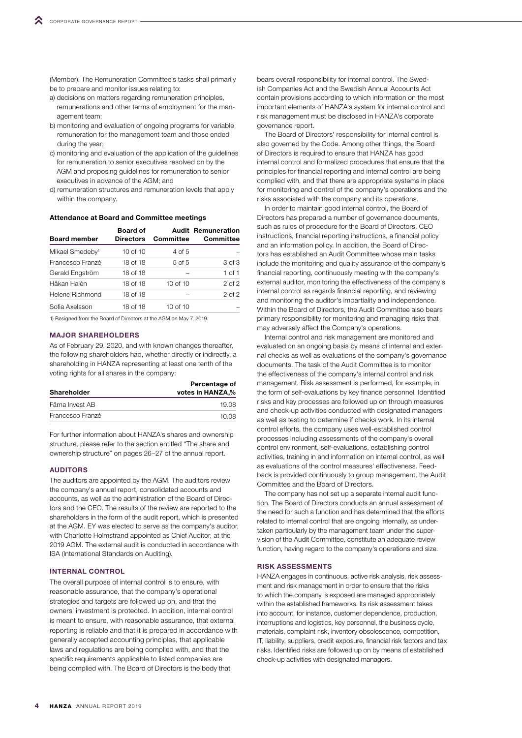(Member). The Remuneration Committee's tasks shall primarily be to prepare and monitor issues relating to:

a) decisions on matters regarding remuneration principles, remunerations and other terms of employment for the management team;
b) monitoring and evaluation of ongoing programs for variable remuneration for the management team and those ended during the year;
c) monitoring and evaluation of the application of the guidelines for remuneration to senior executives resolved on by the AGM and proposing guidelines for remuneration to senior executives in advance of the AGM; and
d) remuneration structures and remuneration levels that apply within the company.

**Attendance at Board and Committee meetings**

| Board member | Board of Directors | Audit Committee | Remuneration Committee |
|---|---|---|---|
| Mikael Smedeby[1] | 10 of 10 | 4 of 5 | – |
| Francesco Franzé | 18 of 18 | 5 of 5 | 3 of 3 |
| Gerald Engström | 18 of 18 | – | 1 of 1 |
| Håkan Halén | 18 of 18 | 10 of 10 | 2 of 2 |
| Helene Richmond | 18 of 18 | – | 2 of 2 |
| Sofia Axelsson | 18 of 18 | 10 of 10 | – |

1) Resigned from the Board of Directors at the AGM on May 7, 2019.

## MAJOR SHAREHOLDERS

As of February 29, 2020, and with known changes thereafter, the following shareholders had, whether directly or indirectly, a shareholding in HANZA representing at least one tenth of the voting rights for all shares in the company:

| Shareholder | Percentage of votes in HANZA,% |
|---|---|
| Färna Invest AB | 19.08 |
| Francesco Franzé | 10.08 |

For further information about HANZA's shares and ownership structure, please refer to the section entitled "The share and ownership structure" on pages 26–27 of the annual report.

## AUDITORS

The auditors are appointed by the AGM. The auditors review the company's annual report, consolidated accounts and accounts, as well as the administration of the Board of Directors and the CEO. The results of the review are reported to the shareholders in the form of the audit report, which is presented at the AGM. EY was elected to serve as the company's auditor, with Charlotte Holmstrand appointed as Chief Auditor, at the 2019 AGM. The external audit is conducted in accordance with ISA (International Standards on Auditing).

## INTERNAL CONTROL

The overall purpose of internal control is to ensure, with reasonable assurance, that the company's operational strategies and targets are followed up on, and that the owners' investment is protected. In addition, internal control is meant to ensure, with reasonable assurance, that external reporting is reliable and that it is prepared in accordance with generally accepted accounting principles, that applicable laws and regulations are being complied with, and that the specific requirements applicable to listed companies are being complied with. The Board of Directors is the body that bears overall responsibility for internal control. The Swedish Companies Act and the Swedish Annual Accounts Act contain provisions according to which information on the most important elements of HANZA's system for internal control and risk management must be disclosed in HANZA's corporate governance report.

The Board of Directors' responsibility for internal control is also governed by the Code. Among other things, the Board of Directors is required to ensure that HANZA has good internal control and formalized procedures that ensure that the principles for financial reporting and internal control are being complied with, and that there are appropriate systems in place for monitoring and control of the company's operations and the risks associated with the company and its operations.

In order to maintain good internal control, the Board of Directors has prepared a number of governance documents, such as rules of procedure for the Board of Directors, CEO instructions, financial reporting instructions, a financial policy and an information policy. In addition, the Board of Directors has established an Audit Committee whose main tasks include the monitoring and quality assurance of the company's financial reporting, continuously meeting with the company's external auditor, monitoring the effectiveness of the company's internal control as regards financial reporting, and reviewing and monitoring the auditor's impartiality and independence. Within the Board of Directors, the Audit Committee also bears primary responsibility for monitoring and managing risks that may adversely affect the Company's operations.

Internal control and risk management are monitored and evaluated on an ongoing basis by means of internal and external checks as well as evaluations of the company's governance documents. The task of the Audit Committee is to monitor the effectiveness of the company's internal control and risk management. Risk assessment is performed, for example, in the form of self-evaluations by key finance personnel. Identified risks and key processes are followed up on through measures and check-up activities conducted with designated managers as well as testing to determine if checks work. In its internal control efforts, the company uses well-established control processes including assessments of the company's overall control environment, self-evaluations, establishing control activities, training in and information on internal control, as well as evaluations of the control measures' effectiveness. Feedback is provided continuously to group management, the Audit Committee and the Board of Directors.

The company has not set up a separate internal audit function. The Board of Directors conducts an annual assessment of the need for such a function and has determined that the efforts related to internal control that are ongoing internally, as undertaken particularly by the management team under the supervision of the Audit Committee, constitute an adequate review function, having regard to the company's operations and size.

## RISK ASSESSMENTS

HANZA engages in continuous, active risk analysis, risk assessment and risk management in order to ensure that the risks to which the company is exposed are managed appropriately within the established frameworks. Its risk assessment takes into account, for instance, customer dependence, production, interruptions and logistics, key personnel, the business cycle, materials, complaint risk, inventory obsolescence, competition, IT, liability, suppliers, credit exposure, financial risk factors and tax risks. Identified risks are followed up on by means of established check-up activities with designated managers.